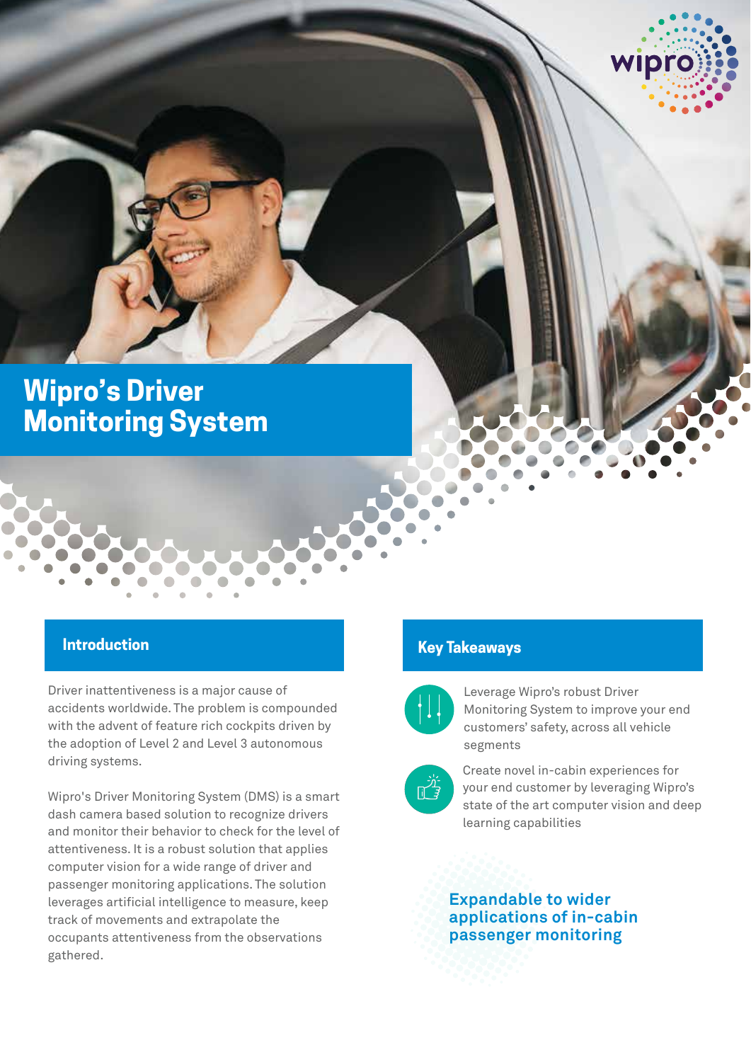# Wipro's Driver Monitoring System

## Introduction

Driver inattentiveness is a major cause of accidents worldwide. The problem is compounded with the advent of feature rich cockpits driven by the adoption of Level 2 and Level 3 autonomous driving systems.

Wipro's Driver Monitoring System (DMS) is a smart dash camera based solution to recognize drivers and monitor their behavior to check for the level of attentiveness. It is a robust solution that applies computer vision for a wide range of driver and passenger monitoring applications. The solution leverages artificial intelligence to measure, keep track of movements and extrapolate the occupants attentiveness from the observations gathered.

## Key Takeaways

- Leverage Wipro's robust Driver Monitoring System to improve your end customers' safety, across all vehicle segments
- Create novel in-cabin experiences for your end customer by leveraging Wipro's state of the art computer vision and deep learning capabilities

**Expandable to wider applications of in-cabin passenger monitoring**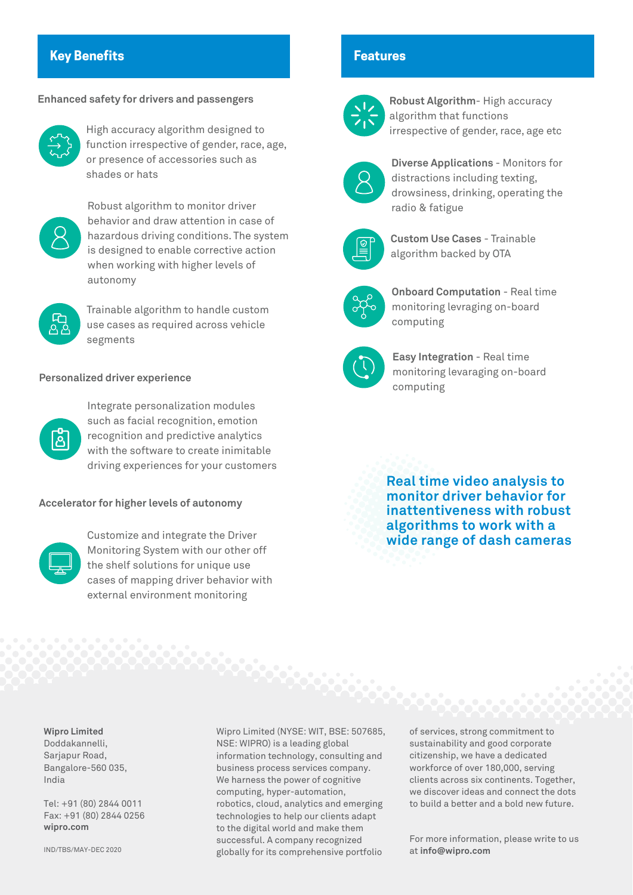## Key Benefits

### Enhanced safety for drivers and passengers

High accuracy algorithm designed to function irrespective of gender, race, age, or presence of accessories such as shades or hats

Robust algorithm to monitor driver behavior and draw attention in case of hazardous driving conditions. The system is designed to enable corrective action when working with higher levels of autonomy

Trainable algorithm to handle custom use cases as required across vehicle segments

### Personalized driver experience

Integrate personalization modules such as facial recognition, emotion recognition and predictive analytics with the software to create inimitable driving experiences for your customers

### Accelerator for higher levels of autonomy

Customize and integrate the Driver Monitoring System with our other off the shelf solutions for unique use cases of mapping driver behavior with external environment monitoring

## Features

**Robust Algorithm**- High accuracy algorithm that functions irrespective of gender, race, age etc

**Diverse Applications** - Monitors for distractions including texting, drowsiness, drinking, operating the radio & fatigue

**Custom Use Cases** - Trainable algorithm backed by OTA

**Onboard Computation** - Real time monitoring levraging on-board computing

**Easy Integration** - Real time monitoring levaraging on-board computing

**Real time video analysis to monitor driver behavior for inattentiveness with robust algorithms to work with a wide range of dash cameras**

**Wipro Limited**
Doddakannelli,
Sarjapur Road,
Bangalore-560 035,
India

Tel: +91 (80) 2844 0011
Fax: +91 (80) 2844 0256
**wipro.com**

IND/TBS/MAY-DEC 2020

Wipro Limited (NYSE: WIT, BSE: 507685, NSE: WIPRO) is a leading global information technology, consulting and business process services company. We harness the power of cognitive computing, hyper-automation, robotics, cloud, analytics and emerging technologies to help our clients adapt to the digital world and make them successful. A company recognized globally for its comprehensive portfolio of services, strong commitment to sustainability and good corporate citizenship, we have a dedicated workforce of over 180,000, serving clients across six continents. Together, we discover ideas and connect the dots to build a better and a bold new future.

For more information, please write to us at **info@wipro.com**